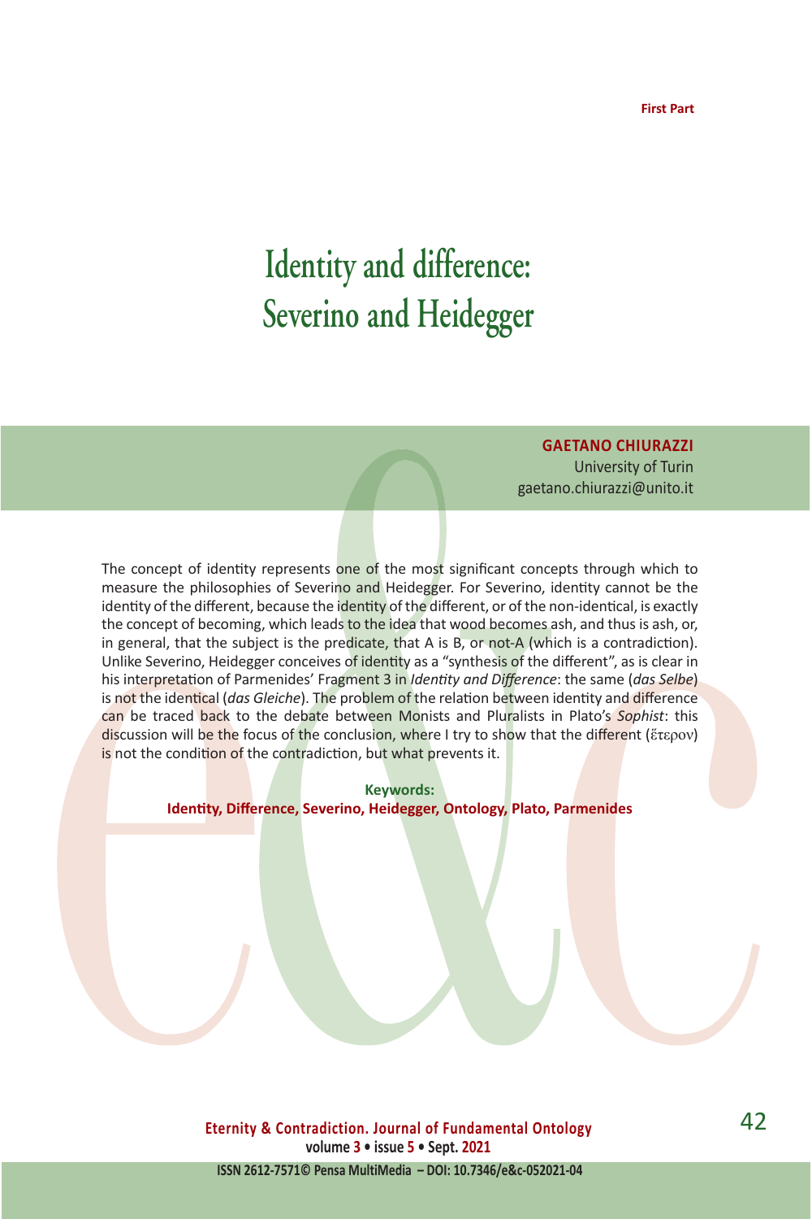First Part

# Identity and difference: Severino and Heidegger

**GAETANO CHIURAZZI**
University of Turin
gaetano.chiurazzi@unito.it

The concept of identity represents one of the most significant concepts through which to measure the philosophies of Severino and Heidegger. For Severino, identity cannot be the identity of the different, because the identity of the different, or of the non-identical, is exactly the concept of becoming, which leads to the idea that wood becomes ash, and thus is ash, or, in general, that the subject is the predicate, that A is B, or not-A (which is a contradiction). Unlike Severino, Heidegger conceives of identity as a "synthesis of the different", as is clear in his interpretation of Parmenides' Fragment 3 in *Identity and Difference*: the same (*das Selbe*) is not the identical (*das Gleiche*). The problem of the relation between identity and difference can be traced back to the debate between Monists and Pluralists in Plato's *Sophist*: this discussion will be the focus of the conclusion, where I try to show that the different (ἕτερον) is not the condition of the contradiction, but what prevents it.

**Keywords:**
**Identity, Difference, Severino, Heidegger, Ontology, Plato, Parmenides**

Eternity & Contradiction. Journal of Fundamental Ontology
volume 3 • issue 5 • Sept. 2021
ISSN 2612-7571© Pensa MultiMedia – DOI: 10.7346/e&c-052021-04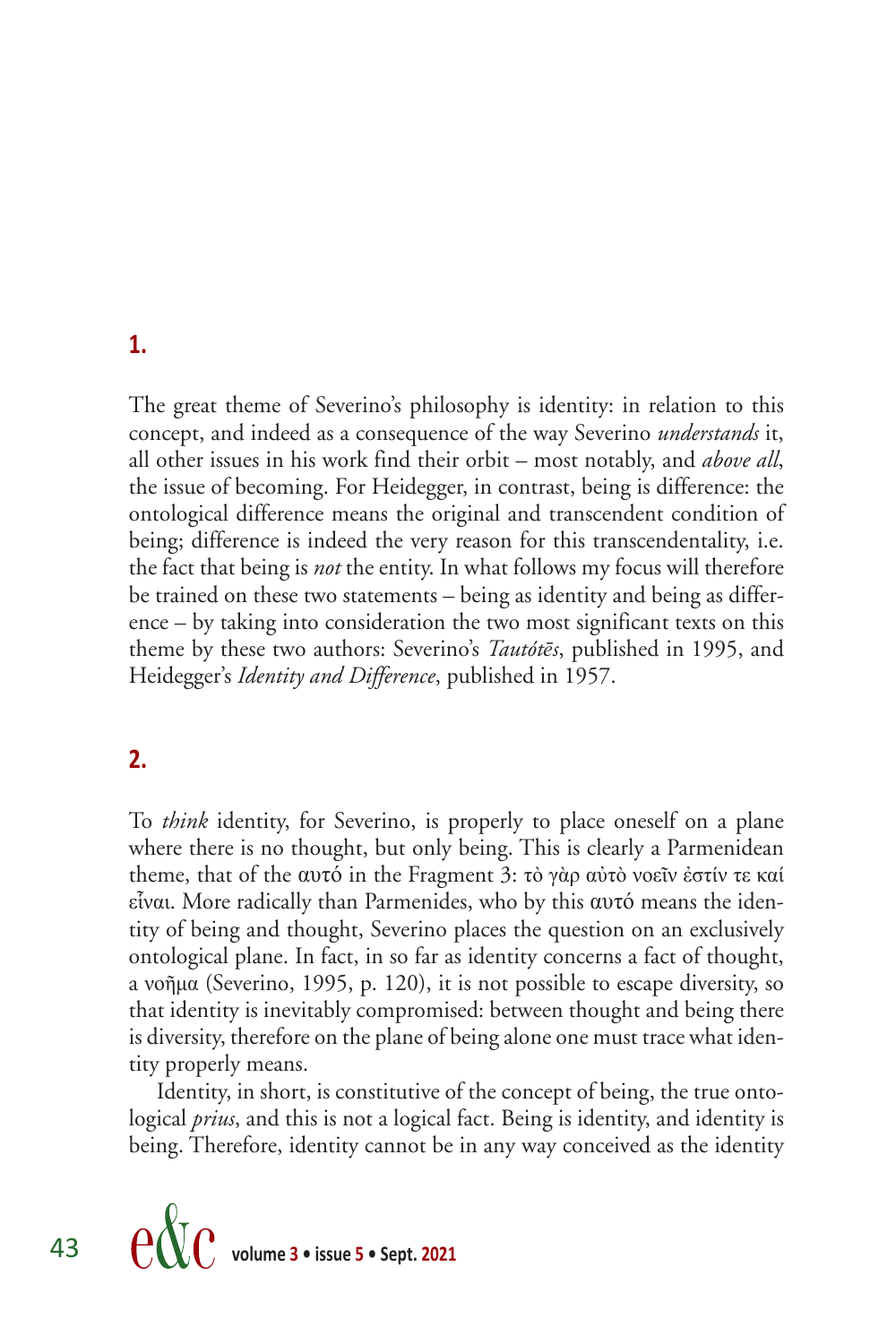## 1.

The great theme of Severino's philosophy is identity: in relation to this concept, and indeed as a consequence of the way Severino *understands* it, all other issues in his work find their orbit – most notably, and *above all*, the issue of becoming. For Heidegger, in contrast, being is difference: the ontological difference means the original and transcendent condition of being; difference is indeed the very reason for this transcendentality, i.e. the fact that being is *not* the entity. In what follows my focus will therefore be trained on these two statements – being as identity and being as difference – by taking into consideration the two most significant texts on this theme by these two authors: Severino's *Tautótēs*, published in 1995, and Heidegger's *Identity and Difference*, published in 1957.

## 2.

To *think* identity, for Severino, is properly to place oneself on a plane where there is no thought, but only being. This is clearly a Parmenidean theme, that of the αυτό in the Fragment 3: τὸ γὰρ αὐτὸ νοεῖν ἐστίν τε καί εἶναι. More radically than Parmenides, who by this αυτό means the identity of being and thought, Severino places the question on an exclusively ontological plane. In fact, in so far as identity concerns a fact of thought, a νοῆμα (Severino, 1995, p. 120), it is not possible to escape diversity, so that identity is inevitably compromised: between thought and being there is diversity, therefore on the plane of being alone one must trace what identity properly means.

Identity, in short, is constitutive of the concept of being, the true ontological *prius*, and this is not a logical fact. Being is identity, and identity is being. Therefore, identity cannot be in any way conceived as the identity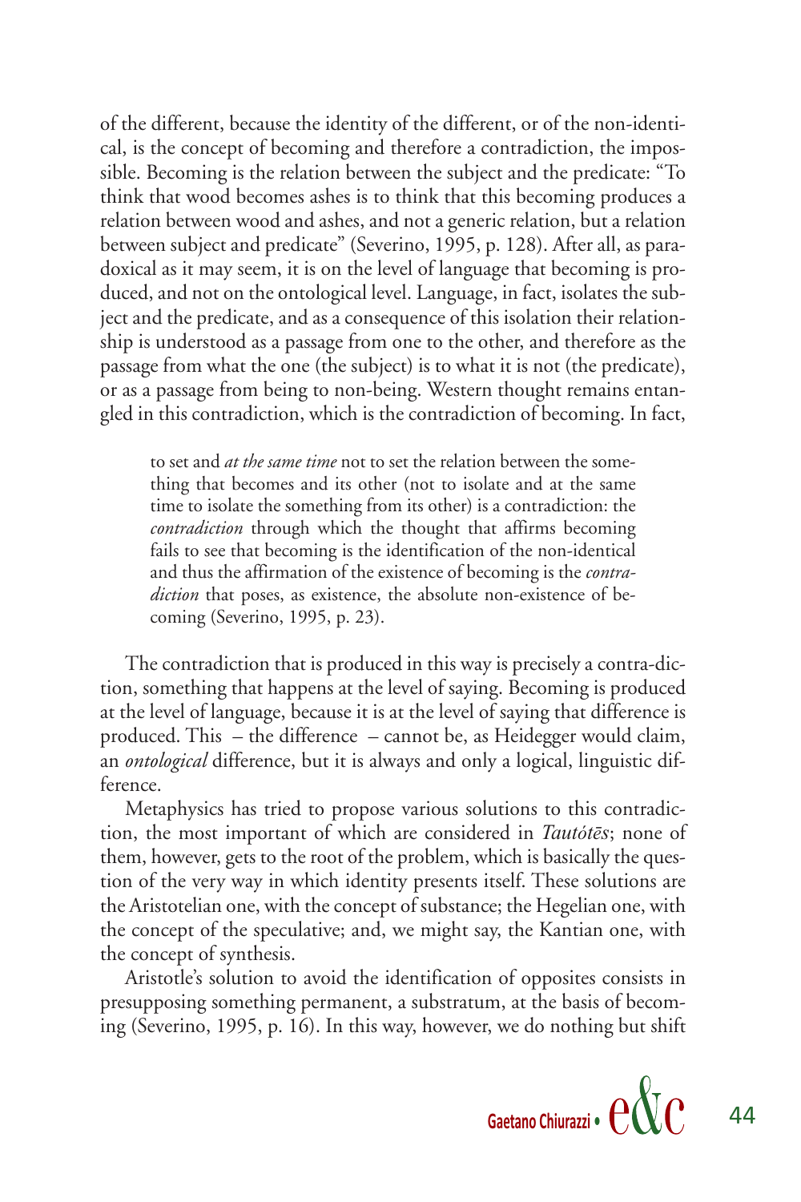of the different, because the identity of the different, or of the non-identical, is the concept of becoming and therefore a contradiction, the impossible. Becoming is the relation between the subject and the predicate: "To think that wood becomes ashes is to think that this becoming produces a relation between wood and ashes, and not a generic relation, but a relation between subject and predicate" (Severino, 1995, p. 128). After all, as paradoxical as it may seem, it is on the level of language that becoming is produced, and not on the ontological level. Language, in fact, isolates the subject and the predicate, and as a consequence of this isolation their relationship is understood as a passage from one to the other, and therefore as the passage from what the one (the subject) is to what it is not (the predicate), or as a passage from being to non-being. Western thought remains entangled in this contradiction, which is the contradiction of becoming. In fact,

> to set and *at the same time* not to set the relation between the something that becomes and its other (not to isolate and at the same time to isolate the something from its other) is a contradiction: the *contradiction* through which the thought that affirms becoming fails to see that becoming is the identification of the non-identical and thus the affirmation of the existence of becoming is the *contradiction* that poses, as existence, the absolute non-existence of becoming (Severino, 1995, p. 23).

The contradiction that is produced in this way is precisely a contra-diction, something that happens at the level of saying. Becoming is produced at the level of language, because it is at the level of saying that difference is produced. This – the difference – cannot be, as Heidegger would claim, an *ontological* difference, but it is always and only a logical, linguistic difference.

Metaphysics has tried to propose various solutions to this contradiction, the most important of which are considered in *Tautótēs*; none of them, however, gets to the root of the problem, which is basically the question of the very way in which identity presents itself. These solutions are the Aristotelian one, with the concept of substance; the Hegelian one, with the concept of the speculative; and, we might say, the Kantian one, with the concept of synthesis.

Aristotle's solution to avoid the identification of opposites consists in presupposing something permanent, a substratum, at the basis of becoming (Severino, 1995, p. 16). In this way, however, we do nothing but shift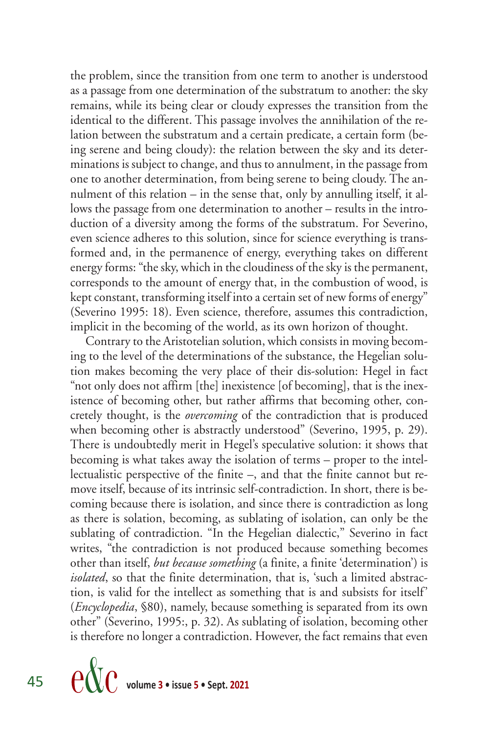the problem, since the transition from one term to another is understood as a passage from one determination of the substratum to another: the sky remains, while its being clear or cloudy expresses the transition from the identical to the different. This passage involves the annihilation of the relation between the substratum and a certain predicate, a certain form (being serene and being cloudy): the relation between the sky and its determinations is subject to change, and thus to annulment, in the passage from one to another determination, from being serene to being cloudy. The annulment of this relation – in the sense that, only by annulling itself, it allows the passage from one determination to another – results in the introduction of a diversity among the forms of the substratum. For Severino, even science adheres to this solution, since for science everything is transformed and, in the permanence of energy, everything takes on different energy forms: "the sky, which in the cloudiness of the sky is the permanent, corresponds to the amount of energy that, in the combustion of wood, is kept constant, transforming itself into a certain set of new forms of energy" (Severino 1995: 18). Even science, therefore, assumes this contradiction, implicit in the becoming of the world, as its own horizon of thought.

Contrary to the Aristotelian solution, which consists in moving becoming to the level of the determinations of the substance, the Hegelian solution makes becoming the very place of their dis-solution: Hegel in fact "not only does not affirm [the] inexistence [of becoming], that is the inexistence of becoming other, but rather affirms that becoming other, concretely thought, is the *overcoming* of the contradiction that is produced when becoming other is abstractly understood" (Severino, 1995, p. 29). There is undoubtedly merit in Hegel's speculative solution: it shows that becoming is what takes away the isolation of terms – proper to the intellectualistic perspective of the finite –, and that the finite cannot but remove itself, because of its intrinsic self-contradiction. In short, there is becoming because there is isolation, and since there is contradiction as long as there is solation, becoming, as sublating of isolation, can only be the sublating of contradiction. "In the Hegelian dialectic," Severino in fact writes, "the contradiction is not produced because something becomes other than itself, *but because something* (a finite, a finite 'determination') is *isolated*, so that the finite determination, that is, 'such a limited abstraction, is valid for the intellect as something that is and subsists for itself' (*Encyclopedia*, §80), namely, because something is separated from its own other" (Severino, 1995:, p. 32). As sublating of isolation, becoming other is therefore no longer a contradiction. However, the fact remains that even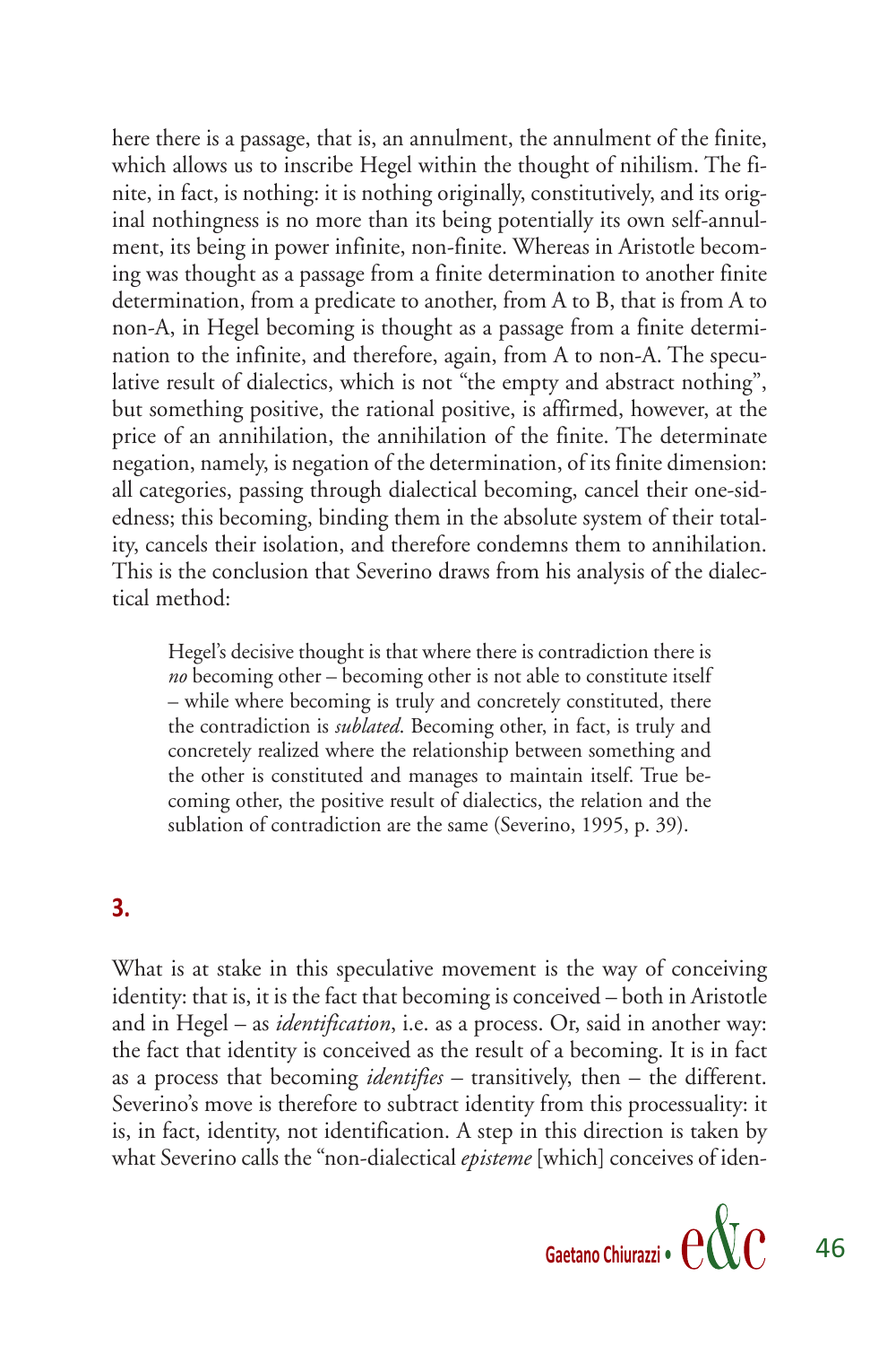here there is a passage, that is, an annulment, the annulment of the finite, which allows us to inscribe Hegel within the thought of nihilism. The finite, in fact, is nothing: it is nothing originally, constitutively, and its original nothingness is no more than its being potentially its own self-annulment, its being in power infinite, non-finite. Whereas in Aristotle becoming was thought as a passage from a finite determination to another finite determination, from a predicate to another, from A to B, that is from A to non-A, in Hegel becoming is thought as a passage from a finite determination to the infinite, and therefore, again, from A to non-A. The speculative result of dialectics, which is not "the empty and abstract nothing", but something positive, the rational positive, is affirmed, however, at the price of an annihilation, the annihilation of the finite. The determinate negation, namely, is negation of the determination, of its finite dimension: all categories, passing through dialectical becoming, cancel their one-sidedness; this becoming, binding them in the absolute system of their totality, cancels their isolation, and therefore condemns them to annihilation. This is the conclusion that Severino draws from his analysis of the dialectical method:

> Hegel's decisive thought is that where there is contradiction there is *no* becoming other – becoming other is not able to constitute itself – while where becoming is truly and concretely constituted, there the contradiction is *sublated*. Becoming other, in fact, is truly and concretely realized where the relationship between something and the other is constituted and manages to maintain itself. True becoming other, the positive result of dialectics, the relation and the sublation of contradiction are the same (Severino, 1995, p. 39).

## 3.

What is at stake in this speculative movement is the way of conceiving identity: that is, it is the fact that becoming is conceived – both in Aristotle and in Hegel – as *identification*, i.e. as a process. Or, said in another way: the fact that identity is conceived as the result of a becoming. It is in fact as a process that becoming *identifies* – transitively, then – the different. Severino's move is therefore to subtract identity from this processuality: it is, in fact, identity, not identification. A step in this direction is taken by what Severino calls the "non-dialectical *episteme* [which] conceives of iden-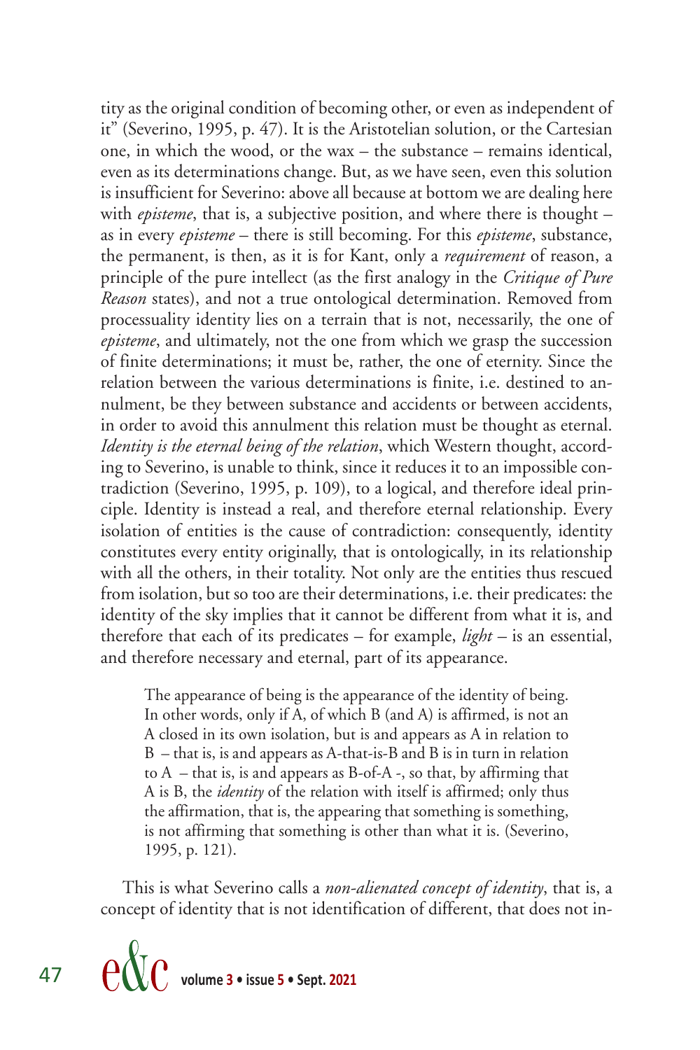tity as the original condition of becoming other, or even as independent of it" (Severino, 1995, p. 47). It is the Aristotelian solution, or the Cartesian one, in which the wood, or the wax – the substance – remains identical, even as its determinations change. But, as we have seen, even this solution is insufficient for Severino: above all because at bottom we are dealing here with *episteme*, that is, a subjective position, and where there is thought – as in every *episteme* – there is still becoming. For this *episteme*, substance, the permanent, is then, as it is for Kant, only a *requirement* of reason, a principle of the pure intellect (as the first analogy in the *Critique of Pure Reason* states), and not a true ontological determination. Removed from processuality identity lies on a terrain that is not, necessarily, the one of *episteme*, and ultimately, not the one from which we grasp the succession of finite determinations; it must be, rather, the one of eternity. Since the relation between the various determinations is finite, i.e. destined to annulment, be they between substance and accidents or between accidents, in order to avoid this annulment this relation must be thought as eternal. *Identity is the eternal being of the relation*, which Western thought, according to Severino, is unable to think, since it reduces it to an impossible contradiction (Severino, 1995, p. 109), to a logical, and therefore ideal principle. Identity is instead a real, and therefore eternal relationship. Every isolation of entities is the cause of contradiction: consequently, identity constitutes every entity originally, that is ontologically, in its relationship with all the others, in their totality. Not only are the entities thus rescued from isolation, but so too are their determinations, i.e. their predicates: the identity of the sky implies that it cannot be different from what it is, and therefore that each of its predicates – for example, *light* – is an essential, and therefore necessary and eternal, part of its appearance.

> The appearance of being is the appearance of the identity of being. In other words, only if A, of which B (and A) is affirmed, is not an A closed in its own isolation, but is and appears as A in relation to B – that is, is and appears as A-that-is-B and B is in turn in relation to A – that is, is and appears as B-of-A -, so that, by affirming that A is B, the *identity* of the relation with itself is affirmed; only thus the affirmation, that is, the appearing that something is something, is not affirming that something is other than what it is. (Severino, 1995, p. 121).

This is what Severino calls a *non-alienated concept of identity*, that is, a concept of identity that is not identification of different, that does not in-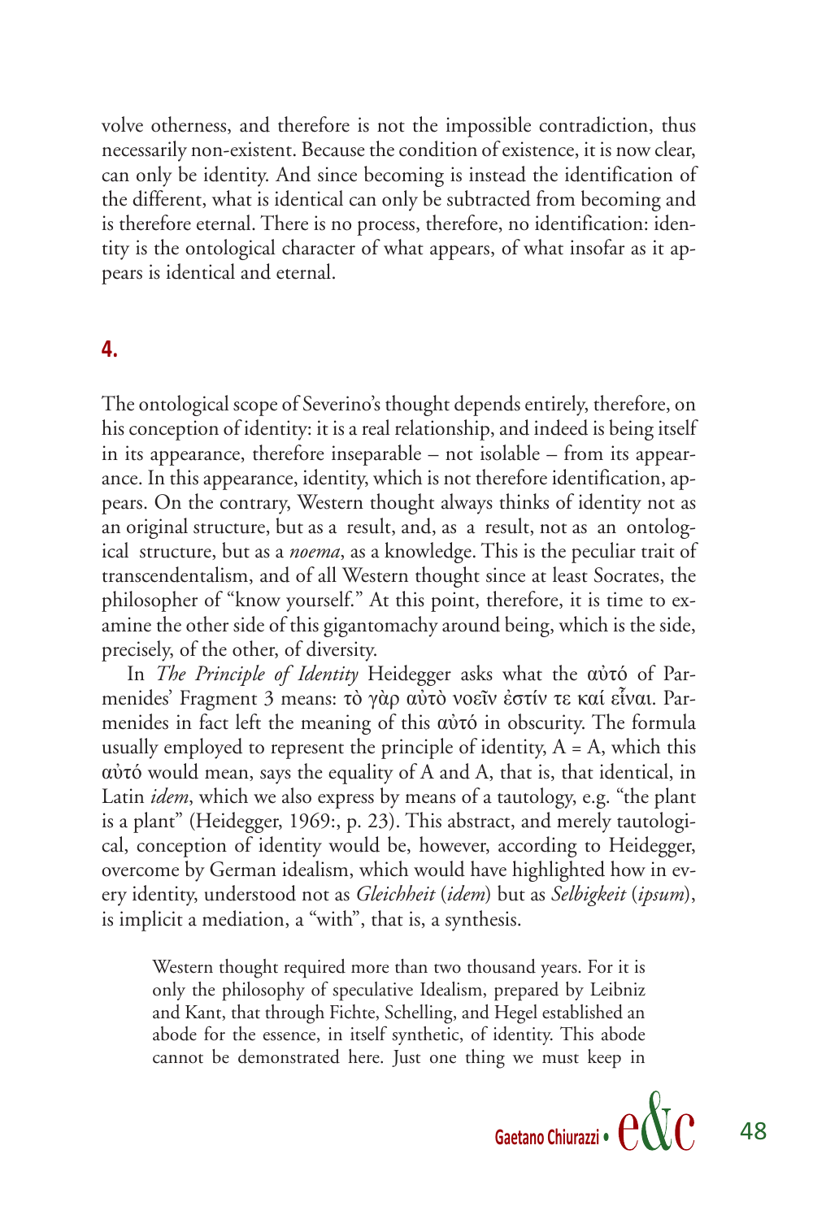volve otherness, and therefore is not the impossible contradiction, thus necessarily non-existent. Because the condition of existence, it is now clear, can only be identity. And since becoming is instead the identification of the different, what is identical can only be subtracted from becoming and is therefore eternal. There is no process, therefore, no identification: identity is the ontological character of what appears, of what insofar as it appears is identical and eternal.

## 4.

The ontological scope of Severino's thought depends entirely, therefore, on his conception of identity: it is a real relationship, and indeed is being itself in its appearance, therefore inseparable – not isolable – from its appearance. In this appearance, identity, which is not therefore identification, appears. On the contrary, Western thought always thinks of identity not as an original structure, but as a result, and, as a result, not as an ontological structure, but as a *noema*, as a knowledge. This is the peculiar trait of transcendentalism, and of all Western thought since at least Socrates, the philosopher of "know yourself." At this point, therefore, it is time to examine the other side of this gigantomachy around being, which is the side, precisely, of the other, of diversity.

In *The Principle of Identity* Heidegger asks what the αὐτό of Parmenides' Fragment 3 means: τὸ γὰρ αὐτὸ νοεῖν ἐστίν τε καί εἶναι. Parmenides in fact left the meaning of this αὐτό in obscurity. The formula usually employed to represent the principle of identity, A = A, which this αὐτό would mean, says the equality of A and A, that is, that identical, in Latin *idem*, which we also express by means of a tautology, e.g. "the plant is a plant" (Heidegger, 1969:, p. 23). This abstract, and merely tautological, conception of identity would be, however, according to Heidegger, overcome by German idealism, which would have highlighted how in every identity, understood not as *Gleichheit* (*idem*) but as *Selbigkeit* (*ipsum*), is implicit a mediation, a "with", that is, a synthesis.

> Western thought required more than two thousand years. For it is only the philosophy of speculative Idealism, prepared by Leibniz and Kant, that through Fichte, Schelling, and Hegel established an abode for the essence, in itself synthetic, of identity. This abode cannot be demonstrated here. Just one thing we must keep in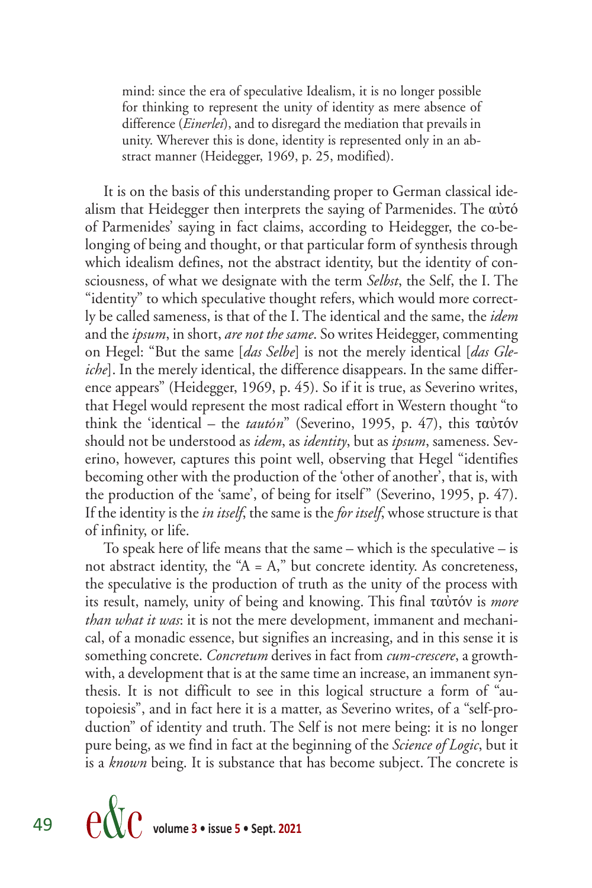> mind: since the era of speculative Idealism, it is no longer possible for thinking to represent the unity of identity as mere absence of difference (*Einerlei*), and to disregard the mediation that prevails in unity. Wherever this is done, identity is represented only in an abstract manner (Heidegger, 1969, p. 25, modified).

It is on the basis of this understanding proper to German classical idealism that Heidegger then interprets the saying of Parmenides. The αὐτό of Parmenides' saying in fact claims, according to Heidegger, the co-belonging of being and thought, or that particular form of synthesis through which idealism defines, not the abstract identity, but the identity of consciousness, of what we designate with the term *Selbst*, the Self, the I. The "identity" to which speculative thought refers, which would more correctly be called sameness, is that of the I. The identical and the same, the *idem* and the *ipsum*, in short, *are not the same*. So writes Heidegger, commenting on Hegel: "But the same [*das Selbe*] is not the merely identical [*das Gleiche*]. In the merely identical, the difference disappears. In the same difference appears" (Heidegger, 1969, p. 45). So if it is true, as Severino writes, that Hegel would represent the most radical effort in Western thought "to think the 'identical – the *tautón*" (Severino, 1995, p. 47), this ταὐτόν should not be understood as *idem*, as *identity*, but as *ipsum*, sameness. Severino, however, captures this point well, observing that Hegel "identifies becoming other with the production of the 'other of another', that is, with the production of the 'same', of being for itself" (Severino, 1995, p. 47). If the identity is the *in itself*, the same is the *for itself*, whose structure is that of infinity, or life.

To speak here of life means that the same – which is the speculative – is not abstract identity, the "A = A," but concrete identity. As concreteness, the speculative is the production of truth as the unity of the process with its result, namely, unity of being and knowing. This final ταὐτόν is *more than what it was*: it is not the mere development, immanent and mechanical, of a monadic essence, but signifies an increasing, and in this sense it is something concrete. *Concretum* derives in fact from *cum-crescere*, a growth-with, a development that is at the same time an increase, an immanent synthesis. It is not difficult to see in this logical structure a form of "autopoiesis", and in fact here it is a matter, as Severino writes, of a "self-production" of identity and truth. The Self is not mere being: it is no longer pure being, as we find in fact at the beginning of the *Science of Logic*, but it is a *known* being. It is substance that has become subject. The concrete is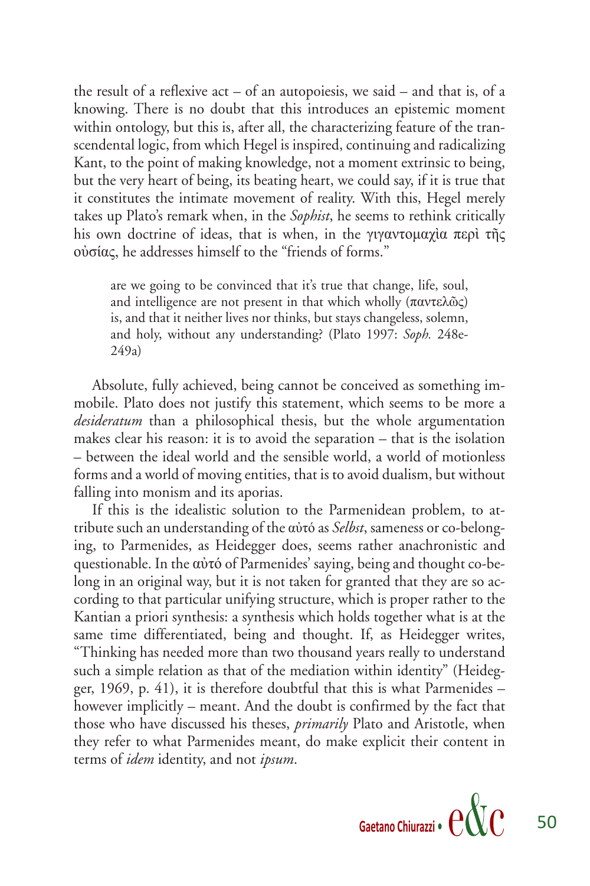the result of a reflexive act – of an autopoiesis, we said – and that is, of a knowing. There is no doubt that this introduces an epistemic moment within ontology, but this is, after all, the characterizing feature of the transcendental logic, from which Hegel is inspired, continuing and radicalizing Kant, to the point of making knowledge, not a moment extrinsic to being, but the very heart of being, its beating heart, we could say, if it is true that it constitutes the intimate movement of reality. With this, Hegel merely takes up Plato's remark when, in the *Sophist*, he seems to rethink critically his own doctrine of ideas, that is when, in the γιγαντομαχὶα περὶ τῆς οὐσίας, he addresses himself to the "friends of forms."

> are we going to be convinced that it's true that change, life, soul, and intelligence are not present in that which wholly (παντελῶς) is, and that it neither lives nor thinks, but stays changeless, solemn, and holy, without any understanding? (Plato 1997: *Soph.* 248e-249a)

Absolute, fully achieved, being cannot be conceived as something immobile. Plato does not justify this statement, which seems to be more a *desideratum* than a philosophical thesis, but the whole argumentation makes clear his reason: it is to avoid the separation – that is the isolation – between the ideal world and the sensible world, a world of motionless forms and a world of moving entities, that is to avoid dualism, but without falling into monism and its aporias.

If this is the idealistic solution to the Parmenidean problem, to attribute such an understanding of the αὐτό as *Selbst*, sameness or co-belonging, to Parmenides, as Heidegger does, seems rather anachronistic and questionable. In the αὐτό of Parmenides' saying, being and thought co-belong in an original way, but it is not taken for granted that they are so according to that particular unifying structure, which is proper rather to the Kantian a priori synthesis: a synthesis which holds together what is at the same time differentiated, being and thought. If, as Heidegger writes, "Thinking has needed more than two thousand years really to understand such a simple relation as that of the mediation within identity" (Heidegger, 1969, p. 41), it is therefore doubtful that this is what Parmenides – however implicitly – meant. And the doubt is confirmed by the fact that those who have discussed his theses, *primarily* Plato and Aristotle, when they refer to what Parmenides meant, do make explicit their content in terms of *idem* identity, and not *ipsum*.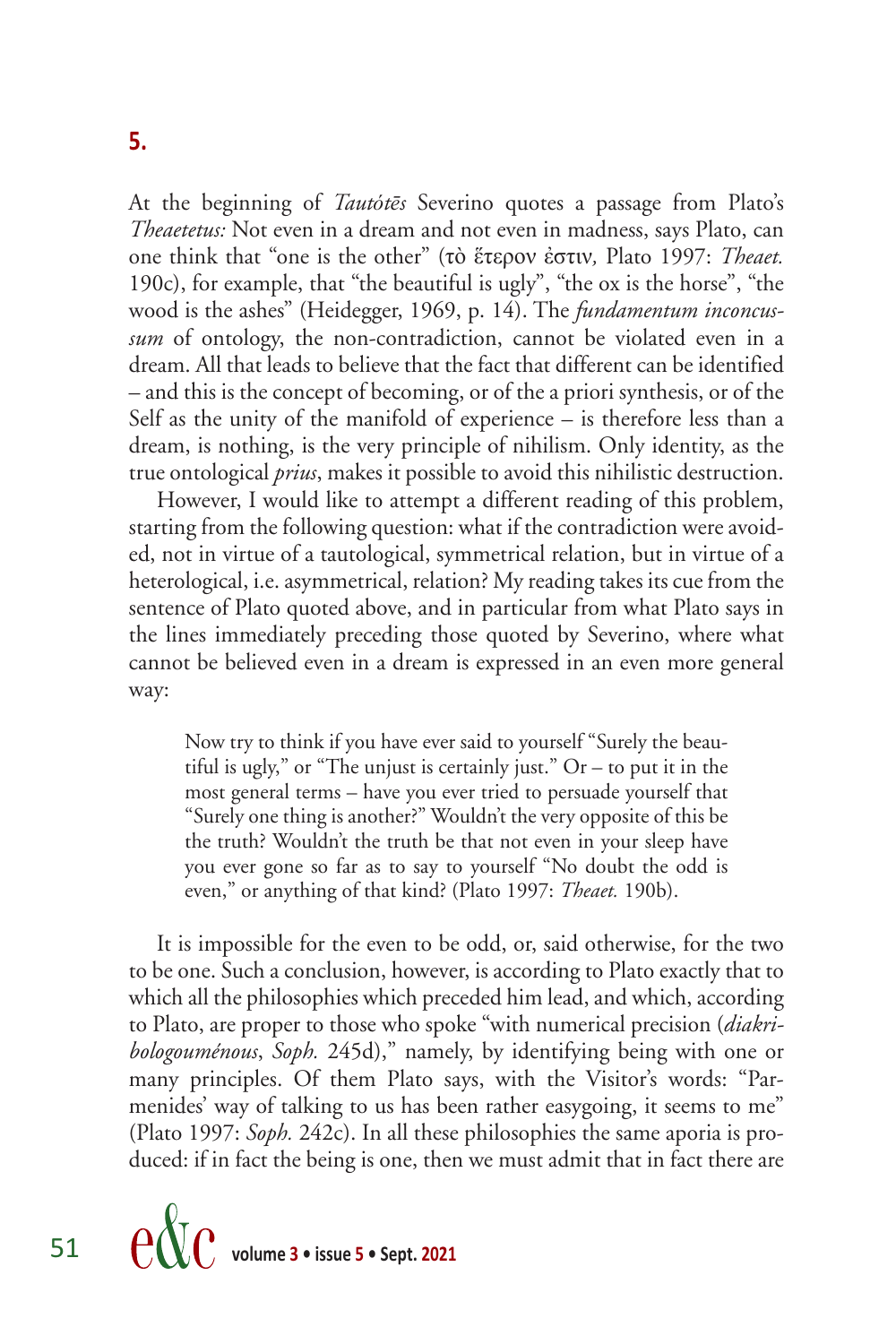## 5.

At the beginning of *Tautótēs* Severino quotes a passage from Plato's *Theaetetus:* Not even in a dream and not even in madness, says Plato, can one think that "one is the other" (τὸ ἕτερον ἐστιν*,* Plato 1997: *Theaet.* 190c), for example, that "the beautiful is ugly", "the ox is the horse", "the wood is the ashes" (Heidegger, 1969, p. 14). The *fundamentum inconcussum* of ontology, the non-contradiction, cannot be violated even in a dream. All that leads to believe that the fact that different can be identified – and this is the concept of becoming, or of the a priori synthesis, or of the Self as the unity of the manifold of experience – is therefore less than a dream, is nothing, is the very principle of nihilism. Only identity, as the true ontological *prius*, makes it possible to avoid this nihilistic destruction.

However, I would like to attempt a different reading of this problem, starting from the following question: what if the contradiction were avoided, not in virtue of a tautological, symmetrical relation, but in virtue of a heterological, i.e. asymmetrical, relation? My reading takes its cue from the sentence of Plato quoted above, and in particular from what Plato says in the lines immediately preceding those quoted by Severino, where what cannot be believed even in a dream is expressed in an even more general way:

> Now try to think if you have ever said to yourself "Surely the beautiful is ugly," or "The unjust is certainly just." Or – to put it in the most general terms – have you ever tried to persuade yourself that "Surely one thing is another?" Wouldn't the very opposite of this be the truth? Wouldn't the truth be that not even in your sleep have you ever gone so far as to say to yourself "No doubt the odd is even," or anything of that kind? (Plato 1997: *Theaet.* 190b).

It is impossible for the even to be odd, or, said otherwise, for the two to be one. Such a conclusion, however, is according to Plato exactly that to which all the philosophies which preceded him lead, and which, according to Plato, are proper to those who spoke "with numerical precision (*diakribologouménous*, *Soph.* 245d)," namely, by identifying being with one or many principles. Of them Plato says, with the Visitor's words: "Parmenides' way of talking to us has been rather easygoing, it seems to me" (Plato 1997: *Soph.* 242c). In all these philosophies the same aporia is produced: if in fact the being is one, then we must admit that in fact there are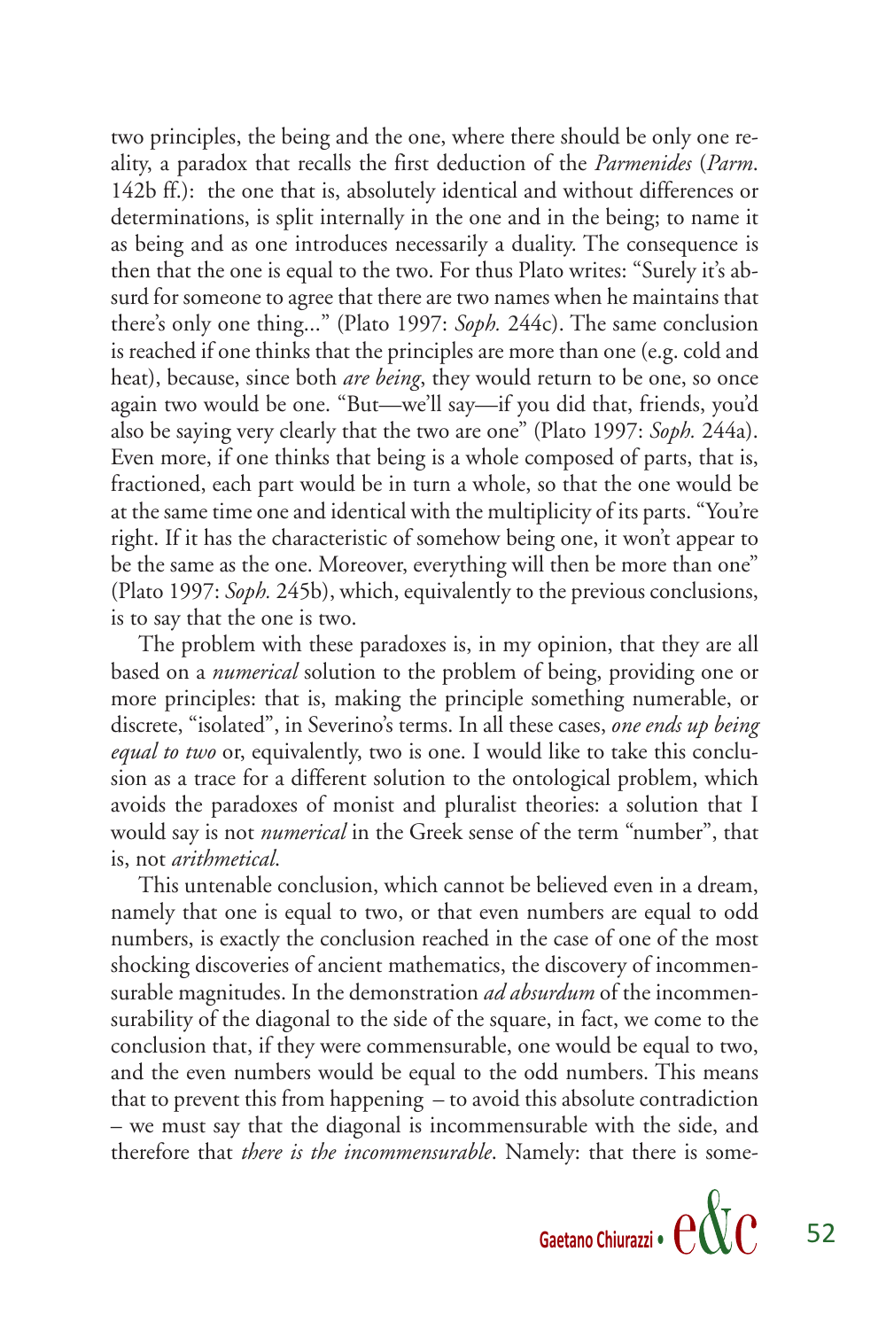two principles, the being and the one, where there should be only one reality, a paradox that recalls the first deduction of the *Parmenides* (*Parm*. 142b ff.): the one that is, absolutely identical and without differences or determinations, is split internally in the one and in the being; to name it as being and as one introduces necessarily a duality. The consequence is then that the one is equal to the two. For thus Plato writes: "Surely it's absurd for someone to agree that there are two names when he maintains that there's only one thing..." (Plato 1997: *Soph.* 244c). The same conclusion is reached if one thinks that the principles are more than one (e.g. cold and heat), because, since both *are being*, they would return to be one, so once again two would be one. "But—we'll say—if you did that, friends, you'd also be saying very clearly that the two are one" (Plato 1997: *Soph.* 244a). Even more, if one thinks that being is a whole composed of parts, that is, fractioned, each part would be in turn a whole, so that the one would be at the same time one and identical with the multiplicity of its parts. "You're right. If it has the characteristic of somehow being one, it won't appear to be the same as the one. Moreover, everything will then be more than one" (Plato 1997: *Soph.* 245b), which, equivalently to the previous conclusions, is to say that the one is two.

The problem with these paradoxes is, in my opinion, that they are all based on a *numerical* solution to the problem of being, providing one or more principles: that is, making the principle something numerable, or discrete, "isolated", in Severino's terms. In all these cases, *one ends up being equal to two* or, equivalently, two is one. I would like to take this conclusion as a trace for a different solution to the ontological problem, which avoids the paradoxes of monist and pluralist theories: a solution that I would say is not *numerical* in the Greek sense of the term "number", that is, not *arithmetical*.

This untenable conclusion, which cannot be believed even in a dream, namely that one is equal to two, or that even numbers are equal to odd numbers, is exactly the conclusion reached in the case of one of the most shocking discoveries of ancient mathematics, the discovery of incommensurable magnitudes. In the demonstration *ad absurdum* of the incommensurability of the diagonal to the side of the square, in fact, we come to the conclusion that, if they were commensurable, one would be equal to two, and the even numbers would be equal to the odd numbers. This means that to prevent this from happening – to avoid this absolute contradiction – we must say that the diagonal is incommensurable with the side, and therefore that *there is the incommensurable*. Namely: that there is some-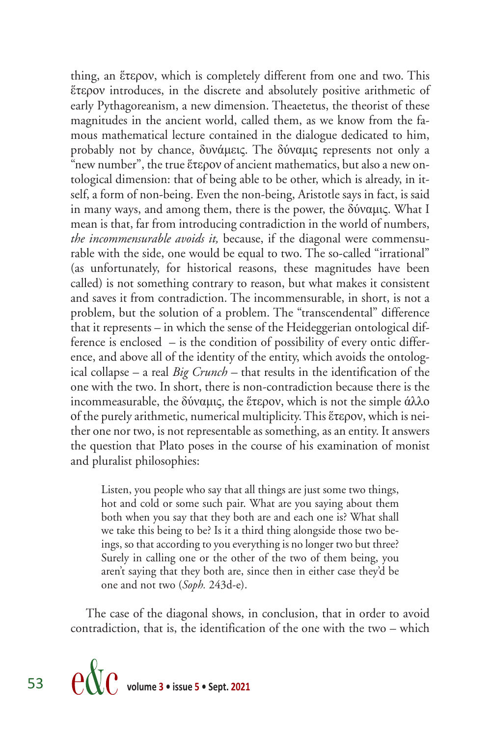thing, an ἕτερον, which is completely different from one and two. This ἕτερον introduces, in the discrete and absolutely positive arithmetic of early Pythagoreanism, a new dimension. Theaetetus, the theorist of these magnitudes in the ancient world, called them, as we know from the famous mathematical lecture contained in the dialogue dedicated to him, probably not by chance, δυνάμεις. The δύναμις represents not only a "new number", the true ἕτερον of ancient mathematics, but also a new ontological dimension: that of being able to be other, which is already, in itself, a form of non-being. Even the non-being, Aristotle says in fact, is said in many ways, and among them, there is the power, the δύναμις. What I mean is that, far from introducing contradiction in the world of numbers, *the incommensurable avoids it,* because, if the diagonal were commensurable with the side, one would be equal to two. The so-called "irrational" (as unfortunately, for historical reasons, these magnitudes have been called) is not something contrary to reason, but what makes it consistent and saves it from contradiction. The incommensurable, in short, is not a problem, but the solution of a problem. The "transcendental" difference that it represents – in which the sense of the Heideggerian ontological difference is enclosed – is the condition of possibility of every ontic difference, and above all of the identity of the entity, which avoids the ontological collapse – a real *Big Crunch* – that results in the identification of the one with the two. In short, there is non-contradiction because there is the incommeasurable, the δύναμις, the ἕτερον, which is not the simple ἄλλο of the purely arithmetic, numerical multiplicity. This ἕτερον, which is neither one nor two, is not representable as something, as an entity. It answers the question that Plato poses in the course of his examination of monist and pluralist philosophies:

> Listen, you people who say that all things are just some two things, hot and cold or some such pair. What are you saying about them both when you say that they both are and each one is? What shall we take this being to be? Is it a third thing alongside those two beings, so that according to you everything is no longer two but three? Surely in calling one or the other of the two of them being, you aren't saying that they both are, since then in either case they'd be one and not two (*Soph.* 243d-e).

The case of the diagonal shows, in conclusion, that in order to avoid contradiction, that is, the identification of the one with the two – which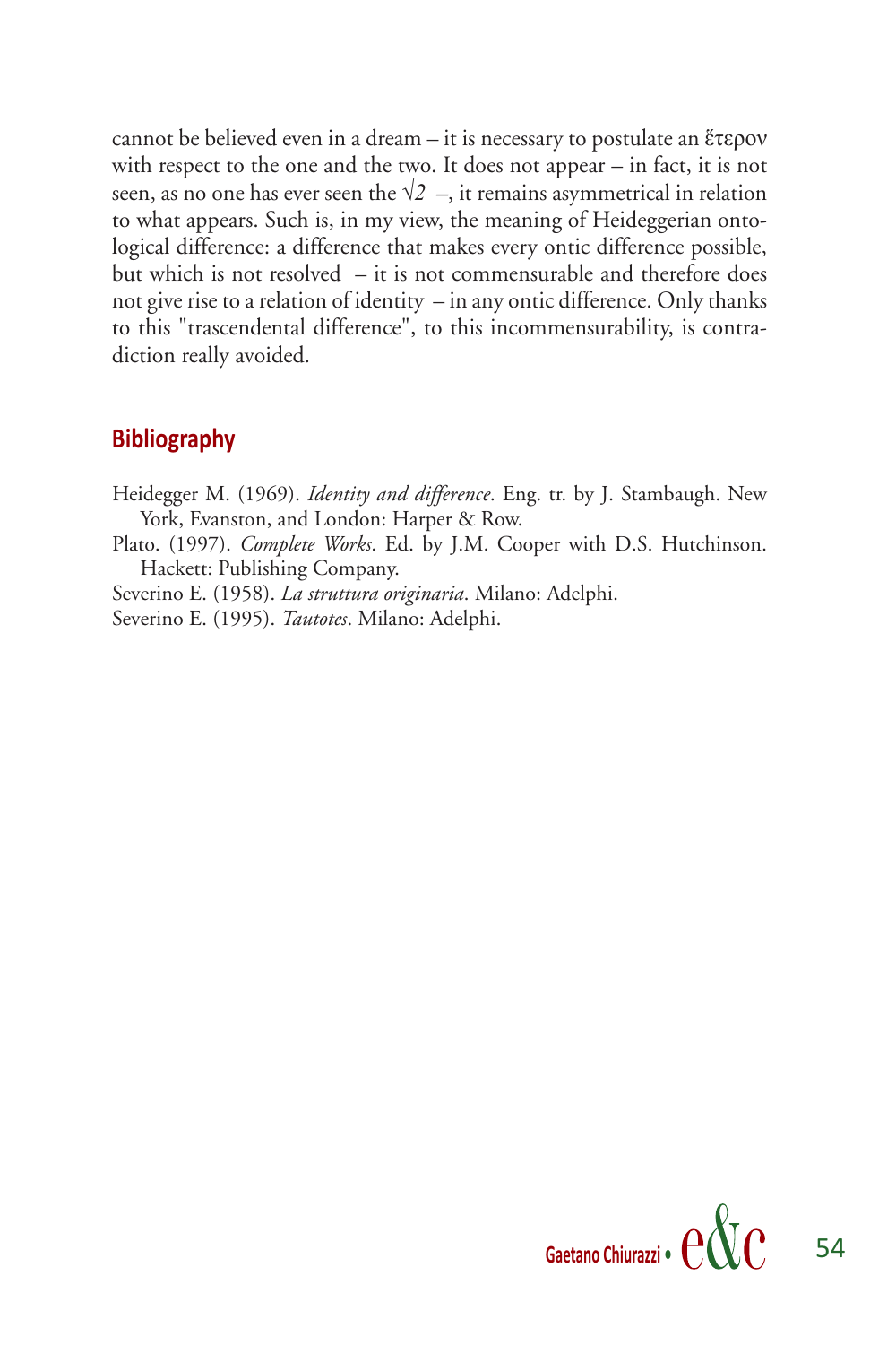cannot be believed even in a dream – it is necessary to postulate an ἕτερον with respect to the one and the two. It does not appear – in fact, it is not seen, as no one has ever seen the $\sqrt{2}$ –, it remains asymmetrical in relation to what appears. Such is, in my view, the meaning of Heideggerian ontological difference: a difference that makes every ontic difference possible, but which is not resolved – it is not commensurable and therefore does not give rise to a relation of identity – in any ontic difference. Only thanks to this "trascendental difference", to this incommensurability, is contradiction really avoided.

## Bibliography

Heidegger M. (1969). *Identity and difference*. Eng. tr. by J. Stambaugh. New York, Evanston, and London: Harper & Row.

Plato. (1997). *Complete Works*. Ed. by J.M. Cooper with D.S. Hutchinson. Hackett: Publishing Company.

Severino E. (1958). *La struttura originaria*. Milano: Adelphi.

Severino E. (1995). *Tautotes*. Milano: Adelphi.